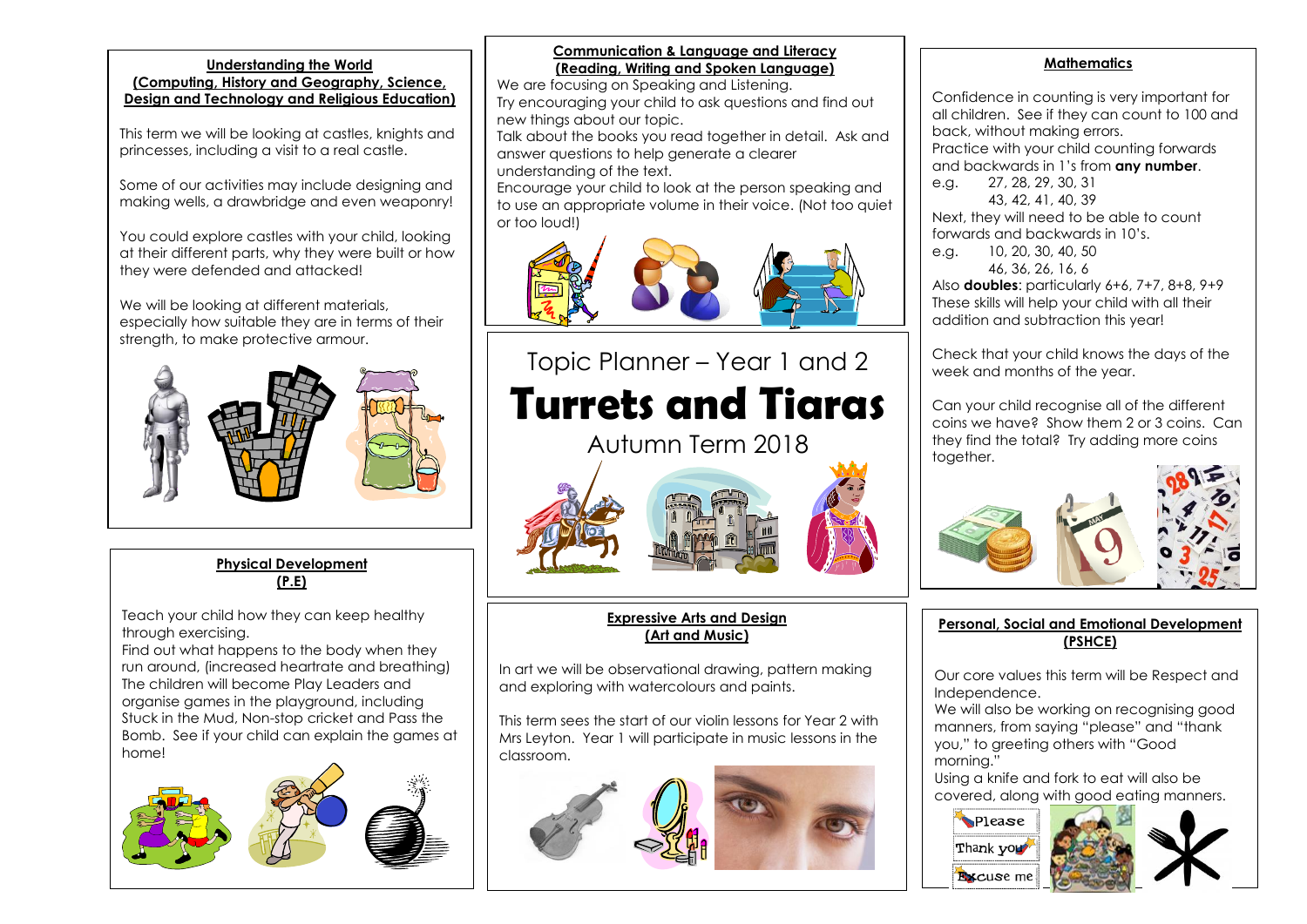# Topic Planner – Year 1 and 2

# Turrets and Tiaras

Autumn Term 2018

## Understanding the World (Computing, History and Geography, Science, Design and Technology and Religious Education)

This term we will be looking at castles, knights and princesses, including a visit to a real castle.

Some of our activities may include designing and making wells, a drawbridge and even weaponry!

You could explore castles with your child, looking at their different parts, why they were built or how they were defended and attacked!

We will be looking at different materials, especially how suitable they are in terms of their strength, to make protective armour.

## Communication & Language and Literacy (Reading, Writing and Spoken Language)

We are focusing on Speaking and Listening.

Try encouraging your child to ask questions and find out new things about our topic.

Talk about the books you read together in detail. Ask and answer questions to help generate a clearer understanding of the text.

Encourage your child to look at the person speaking and to use an appropriate volume in their voice. (Not too quiet or too loud!)

## Mathematics

Confidence in counting is very important for all children. See if they can count to 100 and back, without making errors.

Practice with your child counting forwards and backwards in 1's from **any number**.

e.g. 27, 28, 29, 30, 31
43, 42, 41, 40, 39

Next, they will need to be able to count forwards and backwards in 10's.

e.g. 10, 20, 30, 40, 50
46, 36, 26, 16, 6

Also **doubles**: particularly 6+6, 7+7, 8+8, 9+9

These skills will help your child with all their addition and subtraction this year!

Check that your child knows the days of the week and months of the year.

Can your child recognise all of the different coins we have? Show them 2 or 3 coins. Can they find the total? Try adding more coins together.

## Physical Development (P.E)

Teach your child how they can keep healthy through exercising.

Find out what happens to the body when they run around, (increased heartrate and breathing)

The children will become Play Leaders and organise games in the playground, including Stuck in the Mud, Non-stop cricket and Pass the Bomb. See if your child can explain the games at home!

## Expressive Arts and Design (Art and Music)

In art we will be observational drawing, pattern making and exploring with watercolours and paints.

This term sees the start of our violin lessons for Year 2 with Mrs Leyton. Year 1 will participate in music lessons in the classroom.

## Personal, Social and Emotional Development (PSHCE)

Our core values this term will be Respect and Independence.

We will also be working on recognising good manners, from saying "please" and "thank you," to greeting others with "Good morning."

Using a knife and fork to eat will also be covered, along with good eating manners.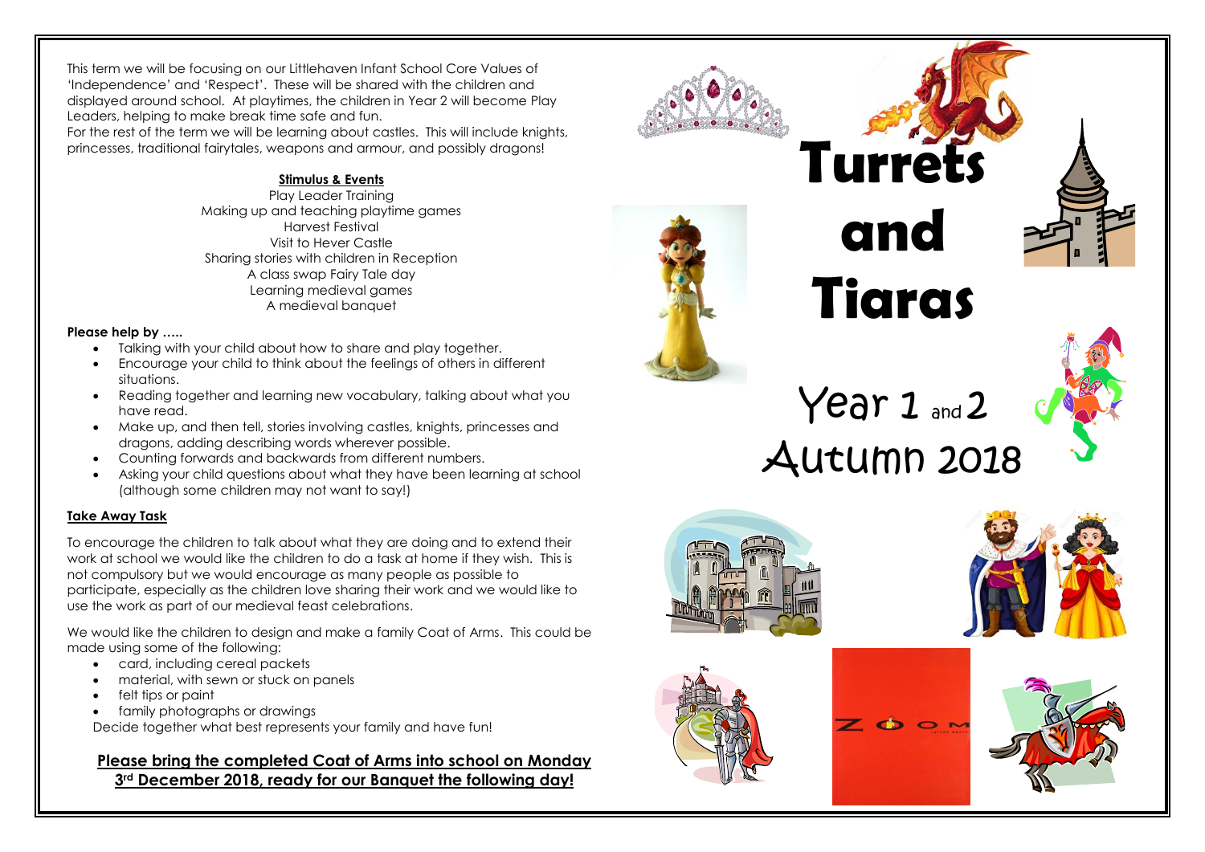This term we will be focusing on our Littlehaven Infant School Core Values of 'Independence' and 'Respect'. These will be shared with the children and displayed around school. At playtimes, the children in Year 2 will become Play Leaders, helping to make break time safe and fun.
For the rest of the term we will be learning about castles. This will include knights, princesses, traditional fairytales, weapons and armour, and possibly dragons!

**Stimulus & Events**

Play Leader Training
Making up and teaching playtime games
Harvest Festival
Visit to Hever Castle
Sharing stories with children in Reception
A class swap Fairy Tale day
Learning medieval games
A medieval banquet

**Please help by …..**

- Talking with your child about how to share and play together.
- Encourage your child to think about the feelings of others in different situations.
- Reading together and learning new vocabulary, talking about what you have read.
- Make up, and then tell, stories involving castles, knights, princesses and dragons, adding describing words wherever possible.
- Counting forwards and backwards from different numbers.
- Asking your child questions about what they have been learning at school (although some children may not want to say!)

**Take Away Task**

To encourage the children to talk about what they are doing and to extend their work at school we would like the children to do a task at home if they wish. This is not compulsory but we would encourage as many people as possible to participate, especially as the children love sharing their work and we would like to use the work as part of our medieval feast celebrations.

We would like the children to design and make a family Coat of Arms. This could be made using some of the following:

- card, including cereal packets
- material, with sewn or stuck on panels
- felt tips or paint
- family photographs or drawings

Decide together what best represents your family and have fun!

**Please bring the completed Coat of Arms into school on Monday 3rd December 2018, ready for our Banquet the following day!**

# Turrets and Tiaras

## Year 1 and 2 Autumn 2018